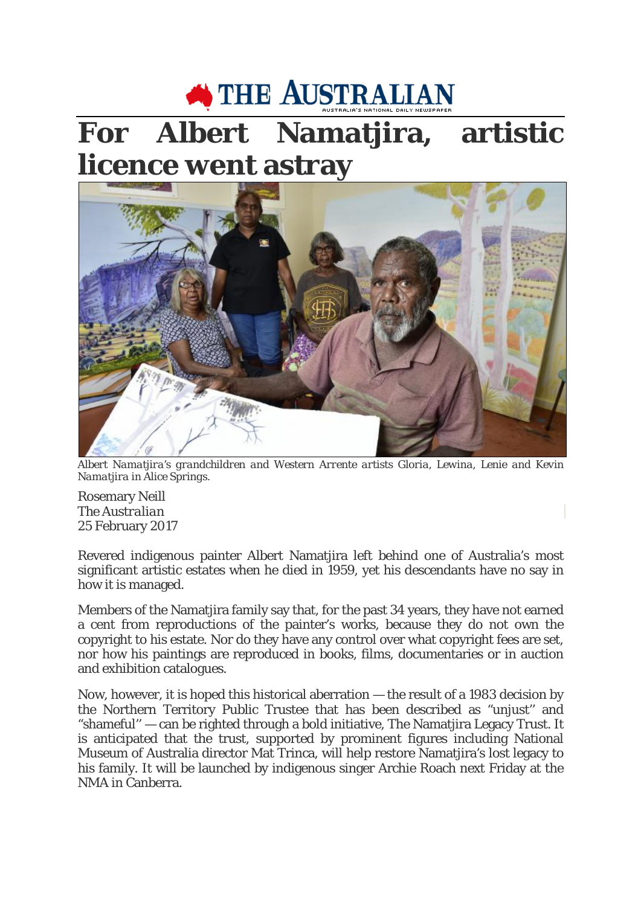# For Albert Namatjira, artistic licence went astray

*Albert Namatjira's grandchildren and Western Arrente artists Gloria, Lewina, Lenie and Kevin Namatjira in Alice Springs.*

Rosemary Neill
*The Australian*
25 February 2017

Revered indigenous painter Albert Namatjira left behind one of Australia's most significant artistic estates when he died in 1959, yet his descendants have no say in how it is managed.

Members of the Namatjira family say that, for the past 34 years, they have not earned a cent from reproductions of the painter's works, because they do not own the copyright to his estate. Nor do they have any control over what copyright fees are set, nor how his paintings are reproduced in books, films, documentaries or in auction and exhibition catalogues.

Now, however, it is hoped this historical aberration — the result of a 1983 decision by the Northern Territory Public Trustee that has been described as "unjust" and "shameful" — can be righted through a bold initiative, The Namatjira Legacy Trust. It is anticipated that the trust, supported by prominent figures including National Museum of Australia director Mat Trinca, will help restore Namatjira's lost legacy to his family. It will be launched by indigenous singer Archie Roach next Friday at the NMA in Canberra.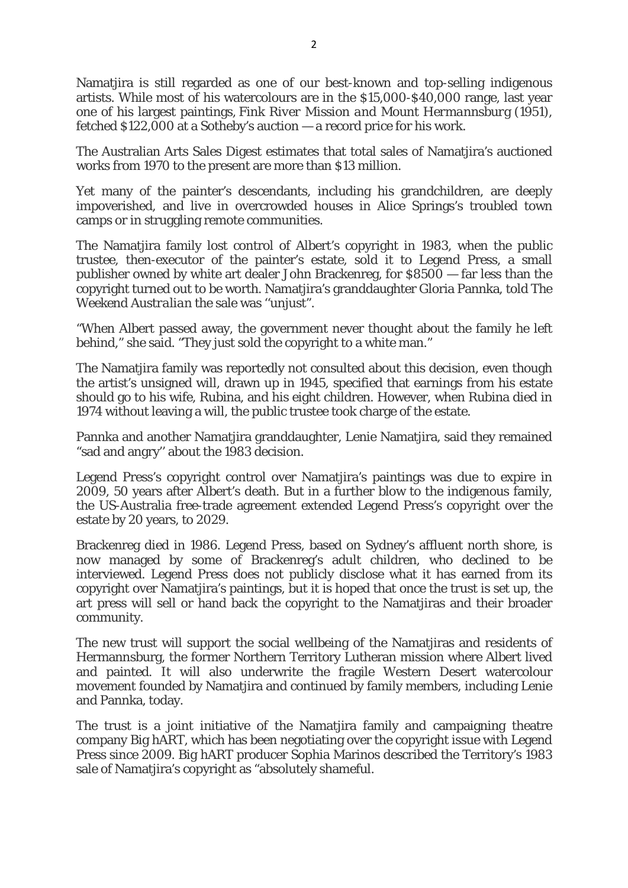Namatjira is still regarded as one of our best-known and top-selling indigenous artists. While most of his watercolours are in the $15,000-$40,000 range, last year one of his largest paintings, *Fink River Mission and Mount Hermannsburg* (1951), fetched $122,000 at a Sotheby's auction — a record price for his work.

The Australian Arts Sales Digest estimates that total sales of Namatjira's auctioned works from 1970 to the present are more than $13 million.

Yet many of the painter's descendants, including his grandchildren, are deeply impoverished, and live in overcrowded houses in Alice Springs's troubled town camps or in struggling remote communities.

The Namatjira family lost control of Albert's copyright in 1983, when the public trustee, then-executor of the painter's estate, sold it to Legend Press, a small publisher owned by white art dealer John Brackenreg, for $8500 — far less than the copyright turned out to be worth. Namatjira's granddaughter Gloria Pannka, told *The Weekend Australian* the sale was ''unjust".

"When Albert passed away, the government never thought about the family he left behind," she said. "They just sold the copyright to a white man."

The Namatjira family was reportedly not consulted about this decision, even though the artist's unsigned will, drawn up in 1945, specified that earnings from his estate should go to his wife, Rubina, and his eight children. However, when Rubina died in 1974 without leaving a will, the public trustee took charge of the estate.

Pannka and another Namatjira granddaughter, Lenie Namatjira, said they remained "sad and angry'' about the 1983 decision.

Legend Press's copyright control over Namatjira's paintings was due to expire in 2009, 50 years after Albert's death. But in a further blow to the indigenous family, the US-Australia free-trade agreement extended Legend Press's copyright over the estate by 20 years, to 2029.

Brackenreg died in 1986. Legend Press, based on Sydney's affluent north shore, is now managed by some of Brackenreg's adult children, who declined to be interviewed. Legend Press does not publicly disclose what it has earned from its copyright over Namatjira's paintings, but it is hoped that once the trust is set up, the art press will sell or hand back the copyright to the Namatjiras and their broader community.

The new trust will support the social wellbeing of the Namatjiras and residents of Hermannsburg, the former Northern Territory Lutheran mission where Albert lived and painted. It will also underwrite the fragile Western Desert watercolour movement founded by Namatjira and continued by family members, including Lenie and Pannka, today.

The trust is a joint initiative of the Namatjira family and campaigning theatre company Big hART, which has been negotiating over the copyright issue with Legend Press since 2009. Big hART producer Sophia Marinos described the Territory's 1983 sale of Namatjira's copyright as "absolutely shameful.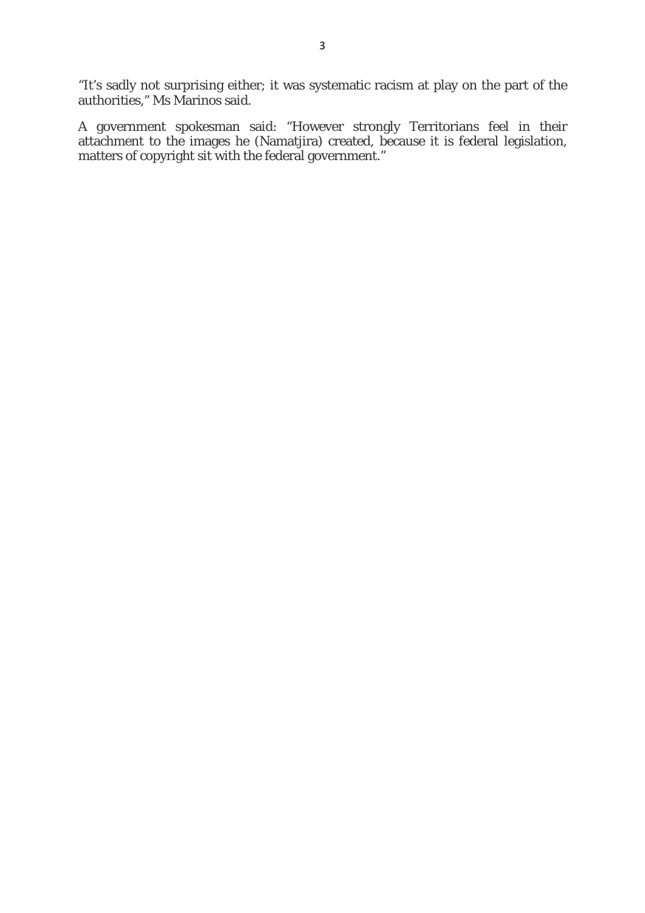"It's sadly not surprising either; it was systematic racism at play on the part of the authorities," Ms Marinos said.

A government spokesman said: "However strongly Territorians feel in their attachment to the images he (Namatjira) created, because it is federal legislation, matters of copyright sit with the federal government."